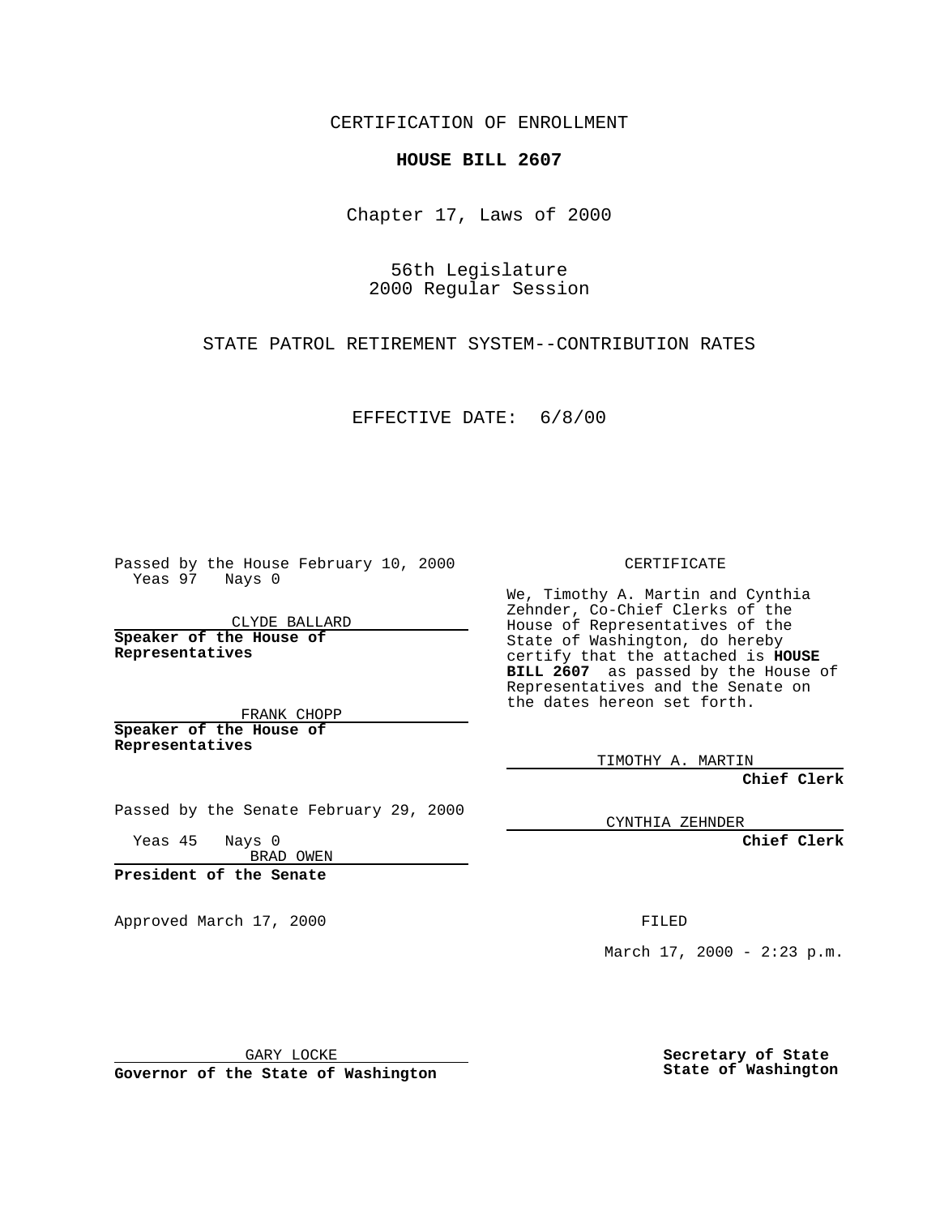CERTIFICATION OF ENROLLMENT

**HOUSE BILL 2607**

Chapter 17, Laws of 2000

56th Legislature
2000 Regular Session

STATE PATROL RETIREMENT SYSTEM--CONTRIBUTION RATES

EFFECTIVE DATE: 6/8/00

Passed by the House February 10, 2000
Yeas 97 Nays 0

CLYDE BALLARD

**Speaker of the House of Representatives**

FRANK CHOPP

**Speaker of the House of Representatives**

Passed by the Senate February 29, 2000

Yeas 45 Nays 0

BRAD OWEN

**President of the Senate**

Approved March 17, 2000

GARY LOCKE

**Governor of the State of Washington**

CERTIFICATE

We, Timothy A. Martin and Cynthia Zehnder, Co-Chief Clerks of the House of Representatives of the State of Washington, do hereby certify that the attached is **HOUSE BILL 2607** as passed by the House of Representatives and the Senate on the dates hereon set forth.

TIMOTHY A. MARTIN

**Chief Clerk**

CYNTHIA ZEHNDER

**Chief Clerk**

FILED

March 17, 2000 - 2:23 p.m.

**Secretary of State**
**State of Washington**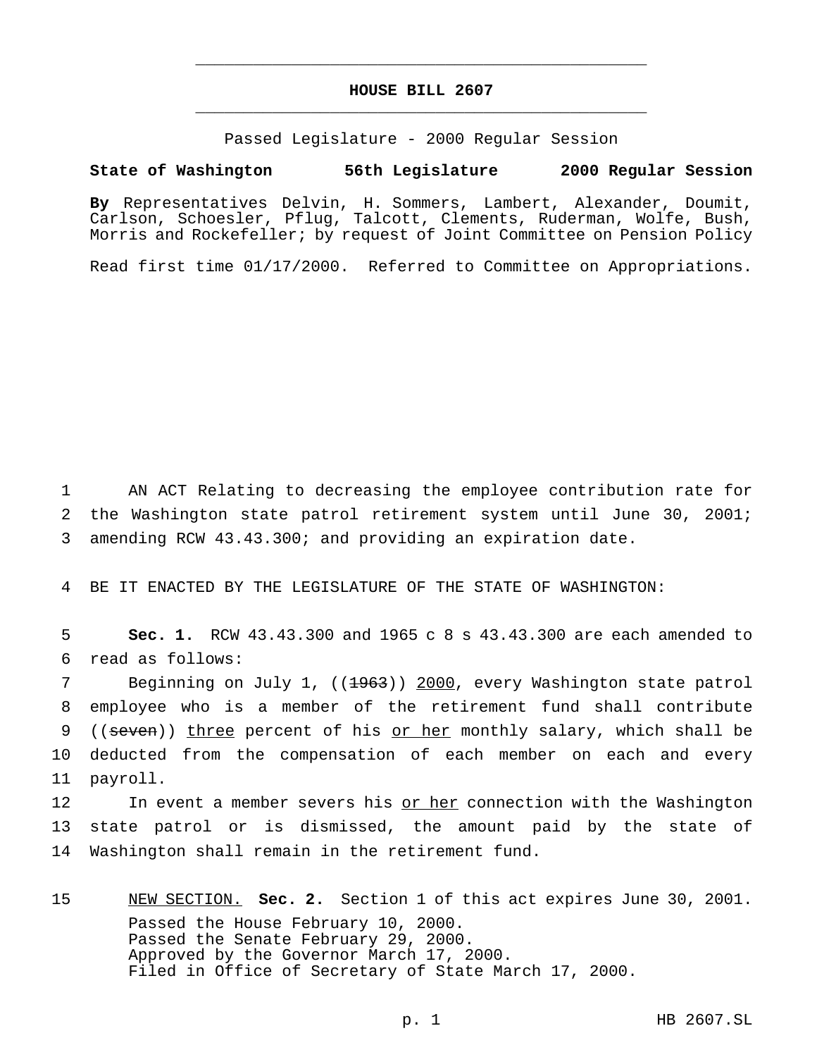# HOUSE BILL 2607

Passed Legislature - 2000 Regular Session

**State of Washington 56th Legislature 2000 Regular Session**

**By** Representatives Delvin, H. Sommers, Lambert, Alexander, Doumit, Carlson, Schoesler, Pflug, Talcott, Clements, Ruderman, Wolfe, Bush, Morris and Rockefeller; by request of Joint Committee on Pension Policy

Read first time 01/17/2000. Referred to Committee on Appropriations.

AN ACT Relating to decreasing the employee contribution rate for the Washington state patrol retirement system until June 30, 2001; amending RCW 43.43.300; and providing an expiration date.

BE IT ENACTED BY THE LEGISLATURE OF THE STATE OF WASHINGTON:

**Sec. 1.** RCW 43.43.300 and 1965 c 8 s 43.43.300 are each amended to read as follows:

Beginning on July 1, ((~~1963~~)) 2000, every Washington state patrol employee who is a member of the retirement fund shall contribute ((~~seven~~)) three percent of his or her monthly salary, which shall be deducted from the compensation of each member on each and every payroll.

In event a member severs his or her connection with the Washington state patrol or is dismissed, the amount paid by the state of Washington shall remain in the retirement fund.

NEW SECTION. **Sec. 2.** Section 1 of this act expires June 30, 2001.

Passed the House February 10, 2000.
Passed the Senate February 29, 2000.
Approved by the Governor March 17, 2000.
Filed in Office of Secretary of State March 17, 2000.